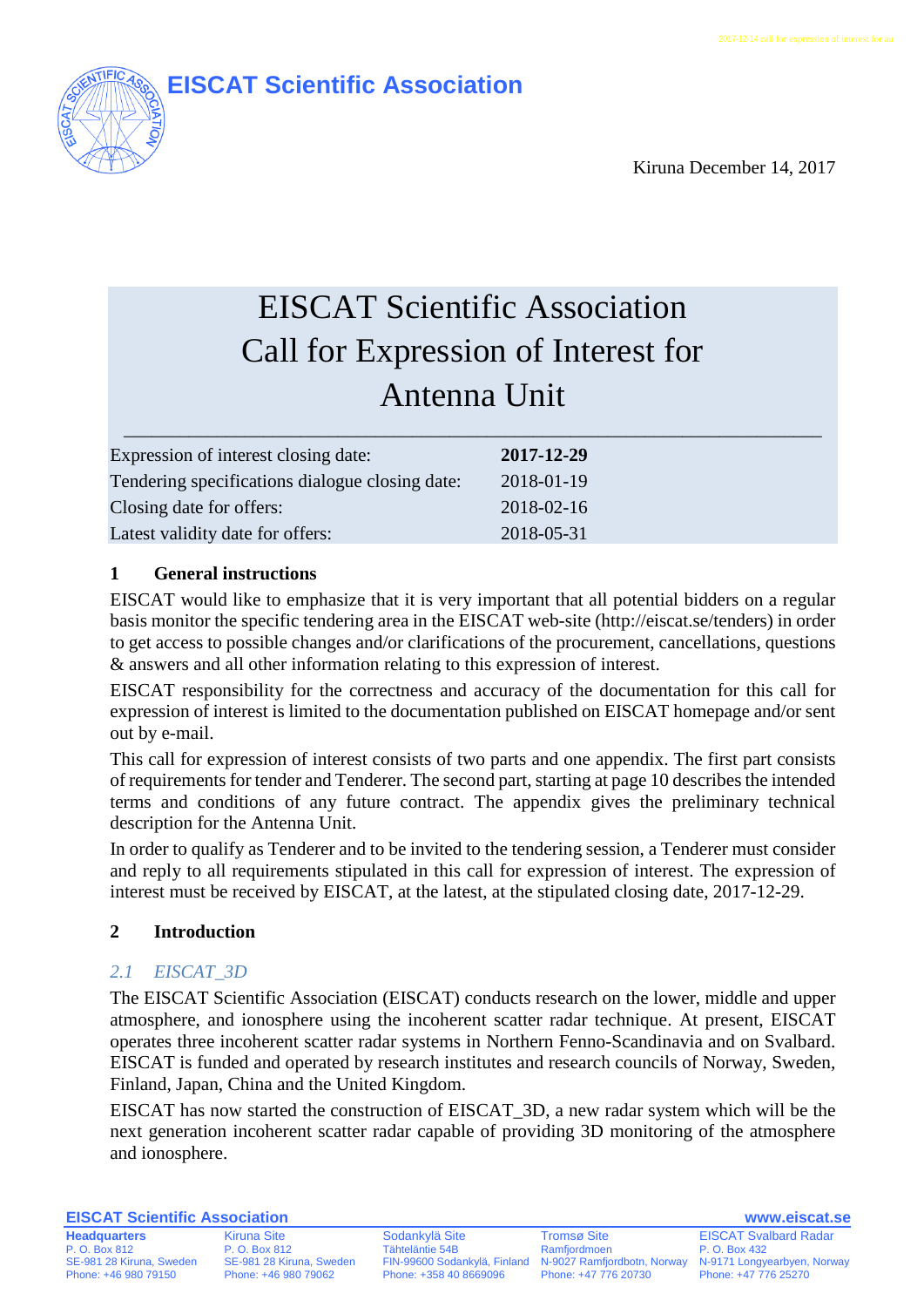# EISCAT Scientific Association

Kiruna December 14, 2017

# EISCAT Scientific Association Call for Expression of Interest for Antenna Unit

| | |
|---|---|
| Expression of interest closing date: | **2017-12-29** |
| Tendering specifications dialogue closing date: | 2018-01-19 |
| Closing date for offers: | 2018-02-16 |
| Latest validity date for offers: | 2018-05-31 |

## 1 General instructions

EISCAT would like to emphasize that it is very important that all potential bidders on a regular basis monitor the specific tendering area in the EISCAT web-site (http://eiscat.se/tenders) in order to get access to possible changes and/or clarifications of the procurement, cancellations, questions & answers and all other information relating to this expression of interest.

EISCAT responsibility for the correctness and accuracy of the documentation for this call for expression of interest is limited to the documentation published on EISCAT homepage and/or sent out by e-mail.

This call for expression of interest consists of two parts and one appendix. The first part consists of requirements for tender and Tenderer. The second part, starting at page 10 describes the intended terms and conditions of any future contract. The appendix gives the preliminary technical description for the Antenna Unit.

In order to qualify as Tenderer and to be invited to the tendering session, a Tenderer must consider and reply to all requirements stipulated in this call for expression of interest. The expression of interest must be received by EISCAT, at the latest, at the stipulated closing date, 2017-12-29.

## 2 Introduction

### *2.1 EISCAT_3D*

The EISCAT Scientific Association (EISCAT) conducts research on the lower, middle and upper atmosphere, and ionosphere using the incoherent scatter radar technique. At present, EISCAT operates three incoherent scatter radar systems in Northern Fenno-Scandinavia and on Svalbard. EISCAT is funded and operated by research institutes and research councils of Norway, Sweden, Finland, Japan, China and the United Kingdom.

EISCAT has now started the construction of EISCAT_3D, a new radar system which will be the next generation incoherent scatter radar capable of providing 3D monitoring of the atmosphere and ionosphere.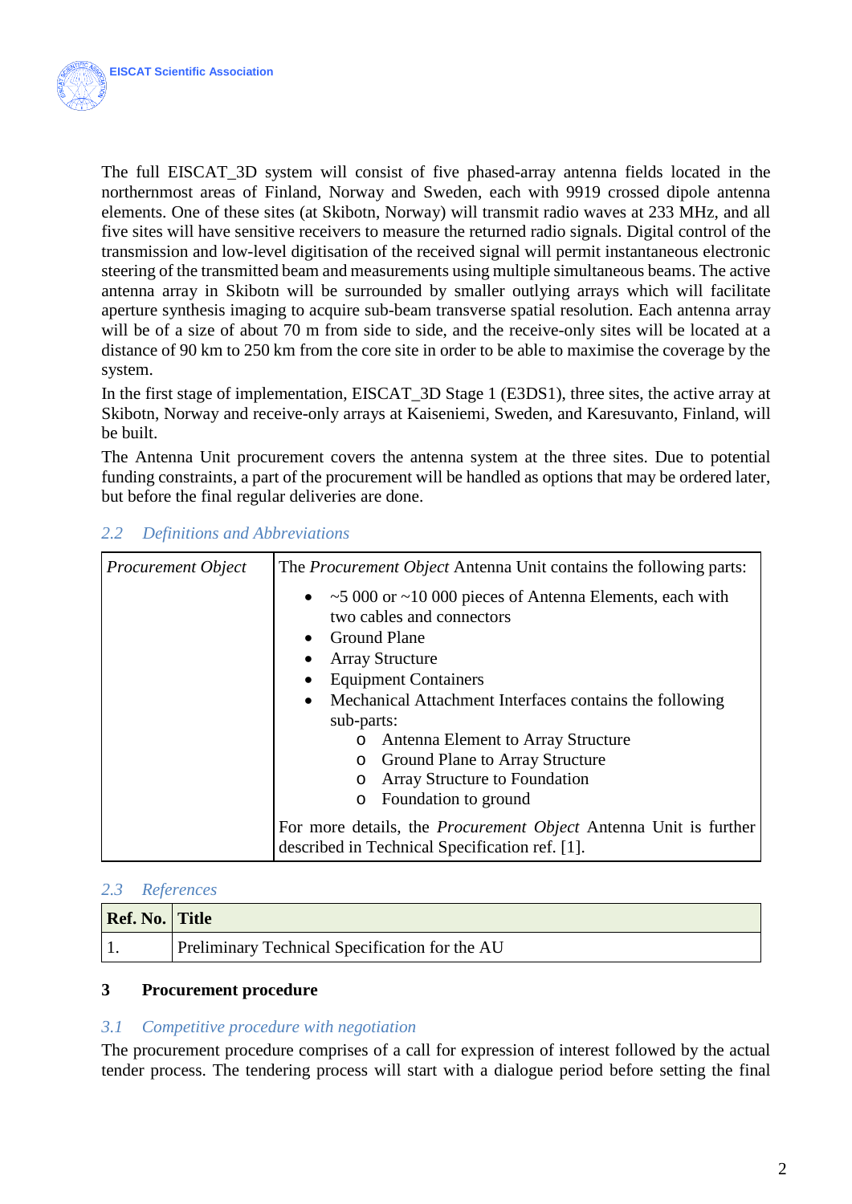The full EISCAT_3D system will consist of five phased-array antenna fields located in the northernmost areas of Finland, Norway and Sweden, each with 9919 crossed dipole antenna elements. One of these sites (at Skibotn, Norway) will transmit radio waves at 233 MHz, and all five sites will have sensitive receivers to measure the returned radio signals. Digital control of the transmission and low-level digitisation of the received signal will permit instantaneous electronic steering of the transmitted beam and measurements using multiple simultaneous beams. The active antenna array in Skibotn will be surrounded by smaller outlying arrays which will facilitate aperture synthesis imaging to acquire sub-beam transverse spatial resolution. Each antenna array will be of a size of about 70 m from side to side, and the receive-only sites will be located at a distance of 90 km to 250 km from the core site in order to be able to maximise the coverage by the system.

In the first stage of implementation, EISCAT_3D Stage 1 (E3DS1), three sites, the active array at Skibotn, Norway and receive-only arrays at Kaiseniemi, Sweden, and Karesuvanto, Finland, will be built.

The Antenna Unit procurement covers the antenna system at the three sites. Due to potential funding constraints, a part of the procurement will be handled as options that may be ordered later, but before the final regular deliveries are done.

## 2.2 Definitions and Abbreviations

| | |
|---|---|
| *Procurement Object* | The *Procurement Object* Antenna Unit contains the following parts:<br>• ~5 000 or ~10 000 pieces of Antenna Elements, each with two cables and connectors<br>• Ground Plane<br>• Array Structure<br>• Equipment Containers<br>• Mechanical Attachment Interfaces contains the following sub-parts:<br>&nbsp;&nbsp;&nbsp;&nbsp;o Antenna Element to Array Structure<br>&nbsp;&nbsp;&nbsp;&nbsp;o Ground Plane to Array Structure<br>&nbsp;&nbsp;&nbsp;&nbsp;o Array Structure to Foundation<br>&nbsp;&nbsp;&nbsp;&nbsp;o Foundation to ground<br>For more details, the *Procurement Object* Antenna Unit is further described in Technical Specification ref. [1]. |

## 2.3 References

| Ref. No. | Title |
|---|---|
| 1. | Preliminary Technical Specification for the AU |

# 3 Procurement procedure

## 3.1 Competitive procedure with negotiation

The procurement procedure comprises of a call for expression of interest followed by the actual tender process. The tendering process will start with a dialogue period before setting the final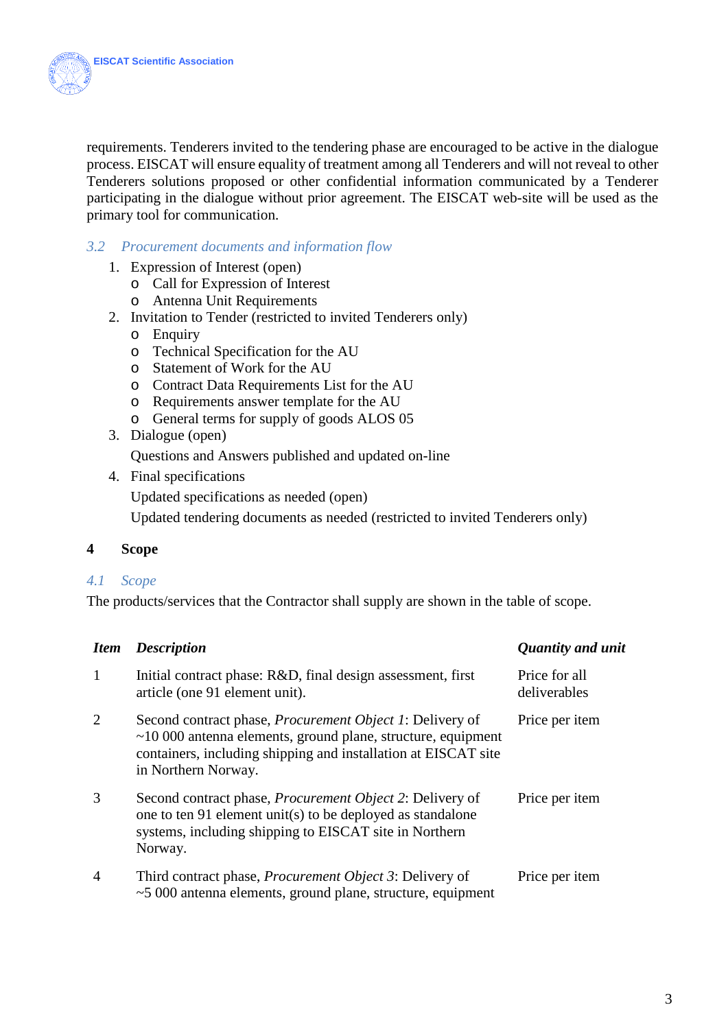requirements. Tenderers invited to the tendering phase are encouraged to be active in the dialogue process. EISCAT will ensure equality of treatment among all Tenderers and will not reveal to other Tenderers solutions proposed or other confidential information communicated by a Tenderer participating in the dialogue without prior agreement. The EISCAT web-site will be used as the primary tool for communication.

### *3.2 Procurement documents and information flow*

1. Expression of Interest (open)
    - Call for Expression of Interest
    - Antenna Unit Requirements
2. Invitation to Tender (restricted to invited Tenderers only)
    - Enquiry
    - Technical Specification for the AU
    - Statement of Work for the AU
    - Contract Data Requirements List for the AU
    - Requirements answer template for the AU
    - General terms for supply of goods ALOS 05
3. Dialogue (open)

    Questions and Answers published and updated on-line
4. Final specifications

    Updated specifications as needed (open)

    Updated tendering documents as needed (restricted to invited Tenderers only)

## 4 Scope

### *4.1 Scope*

The products/services that the Contractor shall supply are shown in the table of scope.

| ***Item*** | ***Description*** | ***Quantity and unit*** |
|---|---|---|
| 1 | Initial contract phase: R&D, final design assessment, first article (one 91 element unit). | Price for all deliverables |
| 2 | Second contract phase, *Procurement Object 1*: Delivery of ~10 000 antenna elements, ground plane, structure, equipment containers, including shipping and installation at EISCAT site in Northern Norway. | Price per item |
| 3 | Second contract phase, *Procurement Object 2*: Delivery of one to ten 91 element unit(s) to be deployed as standalone systems, including shipping to EISCAT site in Northern Norway. | Price per item |
| 4 | Third contract phase, *Procurement Object 3*: Delivery of ~5 000 antenna elements, ground plane, structure, equipment | Price per item |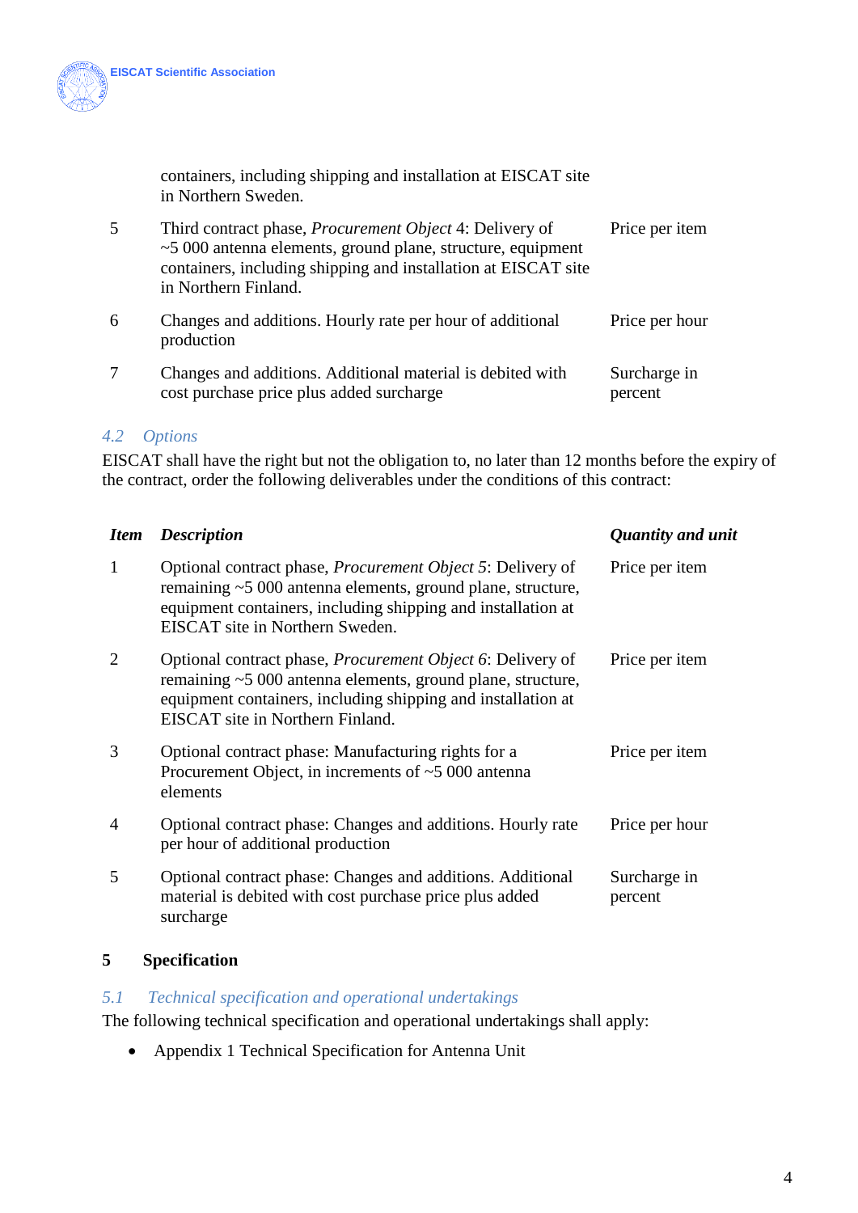| | | |
|---|---|---|
| | containers, including shipping and installation at EISCAT site in Northern Sweden. | |
| 5 | Third contract phase, *Procurement Object* 4: Delivery of ~5 000 antenna elements, ground plane, structure, equipment containers, including shipping and installation at EISCAT site in Northern Finland. | Price per item |
| 6 | Changes and additions. Hourly rate per hour of additional production | Price per hour |
| 7 | Changes and additions. Additional material is debited with cost purchase price plus added surcharge | Surcharge in percent |

### *4.2 Options*

EISCAT shall have the right but not the obligation to, no later than 12 months before the expiry of the contract, order the following deliverables under the conditions of this contract:

| ***Item*** | ***Description*** | ***Quantity and unit*** |
|---|---|---|
| 1 | Optional contract phase, *Procurement Object 5*: Delivery of remaining ~5 000 antenna elements, ground plane, structure, equipment containers, including shipping and installation at EISCAT site in Northern Sweden. | Price per item |
| 2 | Optional contract phase, *Procurement Object 6*: Delivery of remaining ~5 000 antenna elements, ground plane, structure, equipment containers, including shipping and installation at EISCAT site in Northern Finland. | Price per item |
| 3 | Optional contract phase: Manufacturing rights for a Procurement Object, in increments of ~5 000 antenna elements | Price per item |
| 4 | Optional contract phase: Changes and additions. Hourly rate per hour of additional production | Price per hour |
| 5 | Optional contract phase: Changes and additions. Additional material is debited with cost purchase price plus added surcharge | Surcharge in percent |

## 5 Specification

### *5.1 Technical specification and operational undertakings*

The following technical specification and operational undertakings shall apply:

- Appendix 1 Technical Specification for Antenna Unit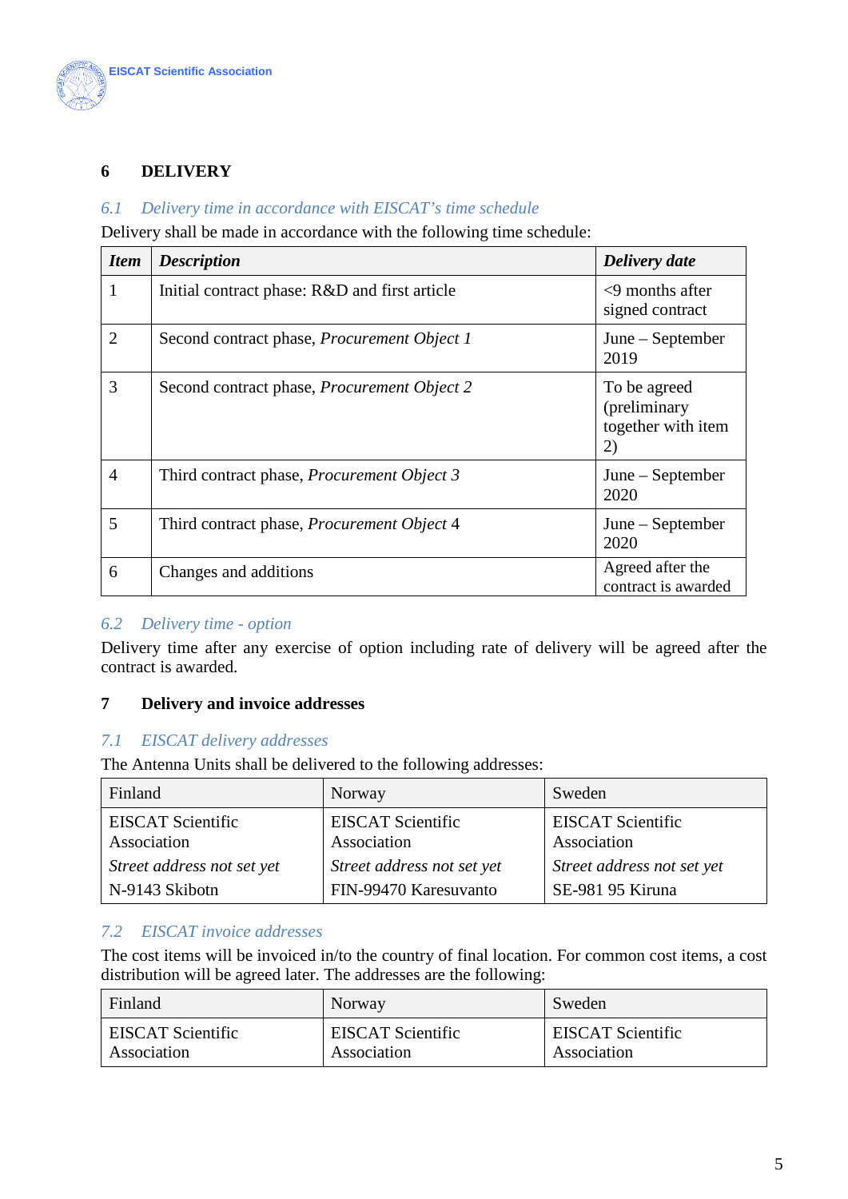## 6 DELIVERY

### *6.1 Delivery time in accordance with EISCAT's time schedule*

Delivery shall be made in accordance with the following time schedule:

| ***Item*** | ***Description*** | ***Delivery date*** |
|---|---|---|
| 1 | Initial contract phase: R&D and first article | <9 months after signed contract |
| 2 | Second contract phase, *Procurement Object 1* | June – September 2019 |
| 3 | Second contract phase, *Procurement Object 2* | To be agreed (preliminary together with item 2) |
| 4 | Third contract phase, *Procurement Object 3* | June – September 2020 |
| 5 | Third contract phase, *Procurement Object* 4 | June – September 2020 |
| 6 | Changes and additions | Agreed after the contract is awarded |

### *6.2 Delivery time - option*

Delivery time after any exercise of option including rate of delivery will be agreed after the contract is awarded.

## 7 Delivery and invoice addresses

### *7.1 EISCAT delivery addresses*

The Antenna Units shall be delivered to the following addresses:

| Finland | Norway | Sweden |
|---|---|---|
| EISCAT Scientific Association<br>*Street address not set yet*<br>N-9143 Skibotn | EISCAT Scientific Association<br>*Street address not set yet*<br>FIN-99470 Karesuvanto | EISCAT Scientific Association<br>*Street address not set yet*<br>SE-981 95 Kiruna |

### *7.2 EISCAT invoice addresses*

The cost items will be invoiced in/to the country of final location. For common cost items, a cost distribution will be agreed later. The addresses are the following:

| Finland | Norway | Sweden |
|---|---|---|
| EISCAT Scientific Association | EISCAT Scientific Association | EISCAT Scientific Association |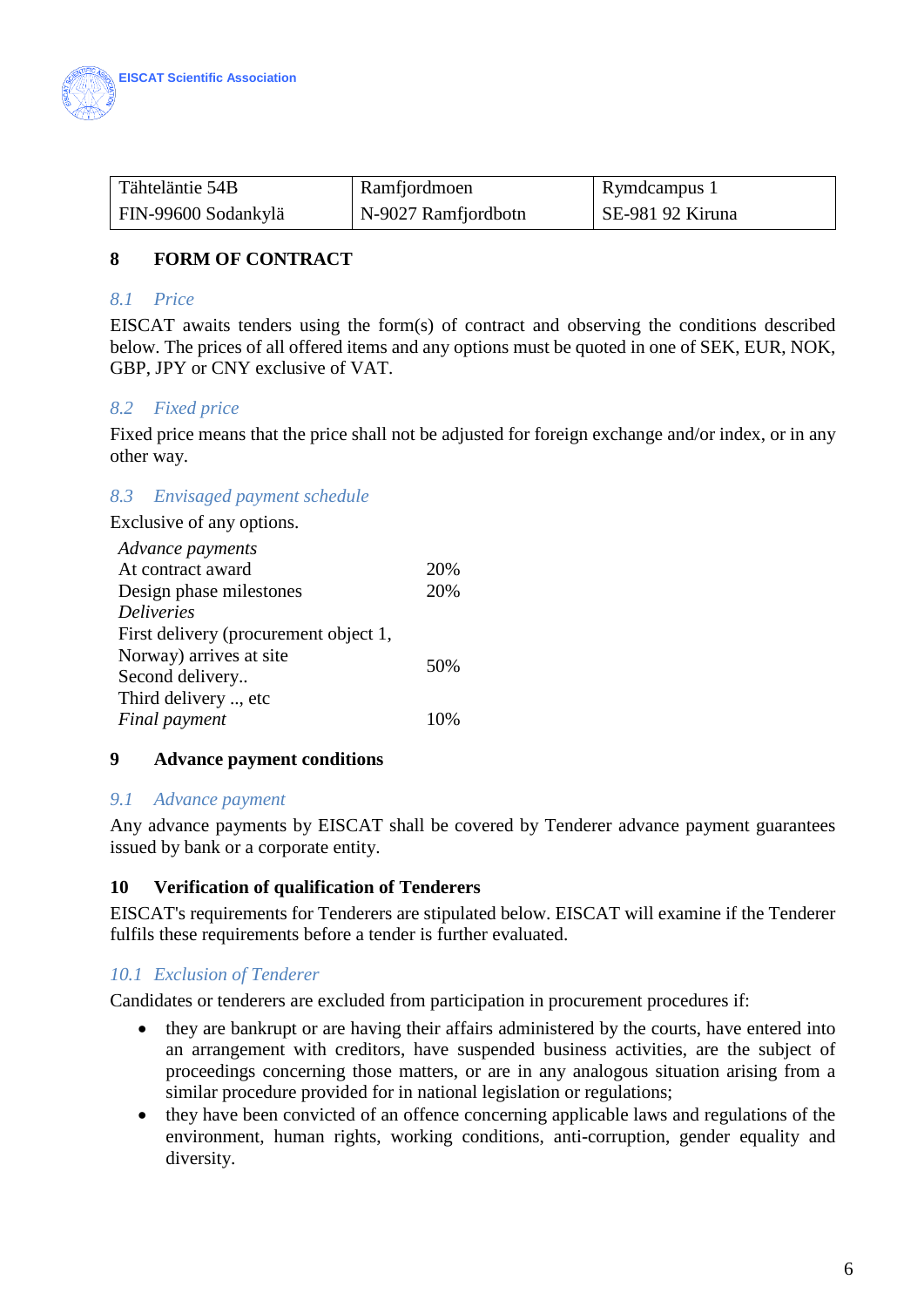| Tähteläntie 54B | Ramfjordmoen | Rymdcampus 1 |
|---|---|---|
| FIN-99600 Sodankylä | N-9027 Ramfjordbotn | SE-981 92 Kiruna |

## 8 FORM OF CONTRACT

### *8.1 Price*

EISCAT awaits tenders using the form(s) of contract and observing the conditions described below. The prices of all offered items and any options must be quoted in one of SEK, EUR, NOK, GBP, JPY or CNY exclusive of VAT.

### *8.2 Fixed price*

Fixed price means that the price shall not be adjusted for foreign exchange and/or index, or in any other way.

### *8.3 Envisaged payment schedule*

Exclusive of any options.

| | |
|---|---|
| *Advance payments* | |
| At contract award | 20% |
| Design phase milestones | 20% |
| *Deliveries* | |
| First delivery (procurement object 1, Norway) arrives at site<br>Second delivery..<br>Third delivery .., etc | 50% |
| *Final payment* | 10% |

## 9 Advance payment conditions

### *9.1 Advance payment*

Any advance payments by EISCAT shall be covered by Tenderer advance payment guarantees issued by bank or a corporate entity.

## 10 Verification of qualification of Tenderers

EISCAT's requirements for Tenderers are stipulated below. EISCAT will examine if the Tenderer fulfils these requirements before a tender is further evaluated.

### *10.1 Exclusion of Tenderer*

Candidates or tenderers are excluded from participation in procurement procedures if:

- they are bankrupt or are having their affairs administered by the courts, have entered into an arrangement with creditors, have suspended business activities, are the subject of proceedings concerning those matters, or are in any analogous situation arising from a similar procedure provided for in national legislation or regulations;
- they have been convicted of an offence concerning applicable laws and regulations of the environment, human rights, working conditions, anti-corruption, gender equality and diversity.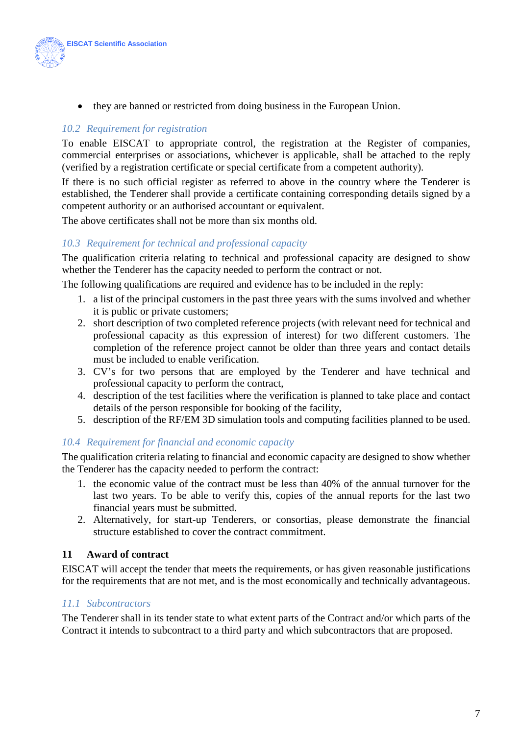- they are banned or restricted from doing business in the European Union.

### *10.2 Requirement for registration*

To enable EISCAT to appropriate control, the registration at the Register of companies, commercial enterprises or associations, whichever is applicable, shall be attached to the reply (verified by a registration certificate or special certificate from a competent authority).

If there is no such official register as referred to above in the country where the Tenderer is established, the Tenderer shall provide a certificate containing corresponding details signed by a competent authority or an authorised accountant or equivalent.

The above certificates shall not be more than six months old.

### *10.3 Requirement for technical and professional capacity*

The qualification criteria relating to technical and professional capacity are designed to show whether the Tenderer has the capacity needed to perform the contract or not.

The following qualifications are required and evidence has to be included in the reply:

1. a list of the principal customers in the past three years with the sums involved and whether it is public or private customers;
2. short description of two completed reference projects (with relevant need for technical and professional capacity as this expression of interest) for two different customers. The completion of the reference project cannot be older than three years and contact details must be included to enable verification.
3. CV's for two persons that are employed by the Tenderer and have technical and professional capacity to perform the contract,
4. description of the test facilities where the verification is planned to take place and contact details of the person responsible for booking of the facility,
5. description of the RF/EM 3D simulation tools and computing facilities planned to be used.

### *10.4 Requirement for financial and economic capacity*

The qualification criteria relating to financial and economic capacity are designed to show whether the Tenderer has the capacity needed to perform the contract:

1. the economic value of the contract must be less than 40% of the annual turnover for the last two years. To be able to verify this, copies of the annual reports for the last two financial years must be submitted.
2. Alternatively, for start-up Tenderers, or consortias, please demonstrate the financial structure established to cover the contract commitment.

## 11 Award of contract

EISCAT will accept the tender that meets the requirements, or has given reasonable justifications for the requirements that are not met, and is the most economically and technically advantageous.

### *11.1 Subcontractors*

The Tenderer shall in its tender state to what extent parts of the Contract and/or which parts of the Contract it intends to subcontract to a third party and which subcontractors that are proposed.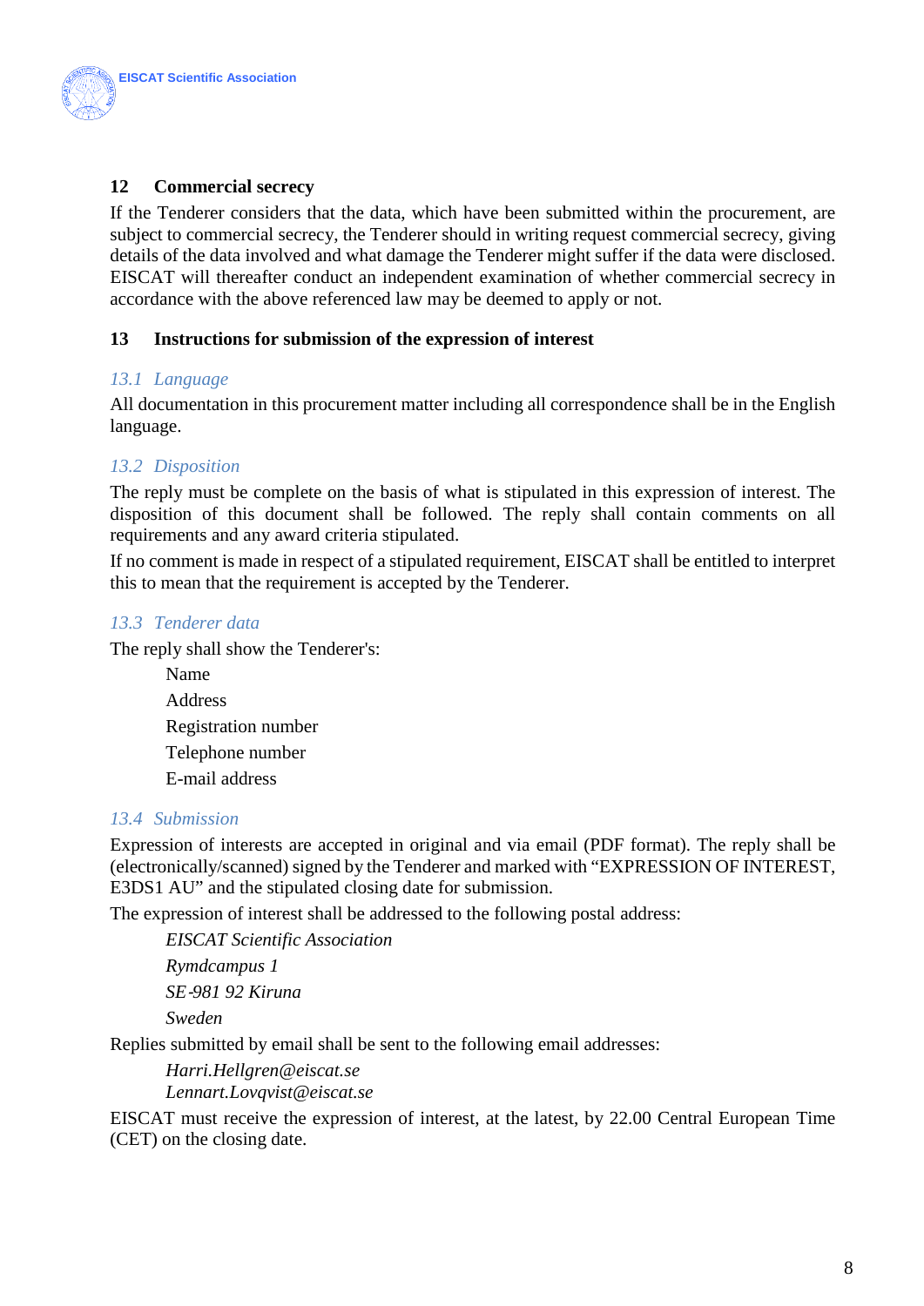## 12 Commercial secrecy

If the Tenderer considers that the data, which have been submitted within the procurement, are subject to commercial secrecy, the Tenderer should in writing request commercial secrecy, giving details of the data involved and what damage the Tenderer might suffer if the data were disclosed. EISCAT will thereafter conduct an independent examination of whether commercial secrecy in accordance with the above referenced law may be deemed to apply or not.

## 13 Instructions for submission of the expression of interest

### *13.1 Language*

All documentation in this procurement matter including all correspondence shall be in the English language.

### *13.2 Disposition*

The reply must be complete on the basis of what is stipulated in this expression of interest. The disposition of this document shall be followed. The reply shall contain comments on all requirements and any award criteria stipulated.

If no comment is made in respect of a stipulated requirement, EISCAT shall be entitled to interpret this to mean that the requirement is accepted by the Tenderer.

### *13.3 Tenderer data*

The reply shall show the Tenderer's:

Name
Address
Registration number
Telephone number
E-mail address

### *13.4 Submission*

Expression of interests are accepted in original and via email (PDF format). The reply shall be (electronically/scanned) signed by the Tenderer and marked with "EXPRESSION OF INTEREST, E3DS1 AU" and the stipulated closing date for submission.

The expression of interest shall be addressed to the following postal address:

*EISCAT Scientific Association*
*Rymdcampus 1*
*SE-981 92 Kiruna*
*Sweden*

Replies submitted by email shall be sent to the following email addresses:

*Harri.Hellgren@eiscat.se*
*Lennart.Lovqvist@eiscat.se*

EISCAT must receive the expression of interest, at the latest, by 22.00 Central European Time (CET) on the closing date.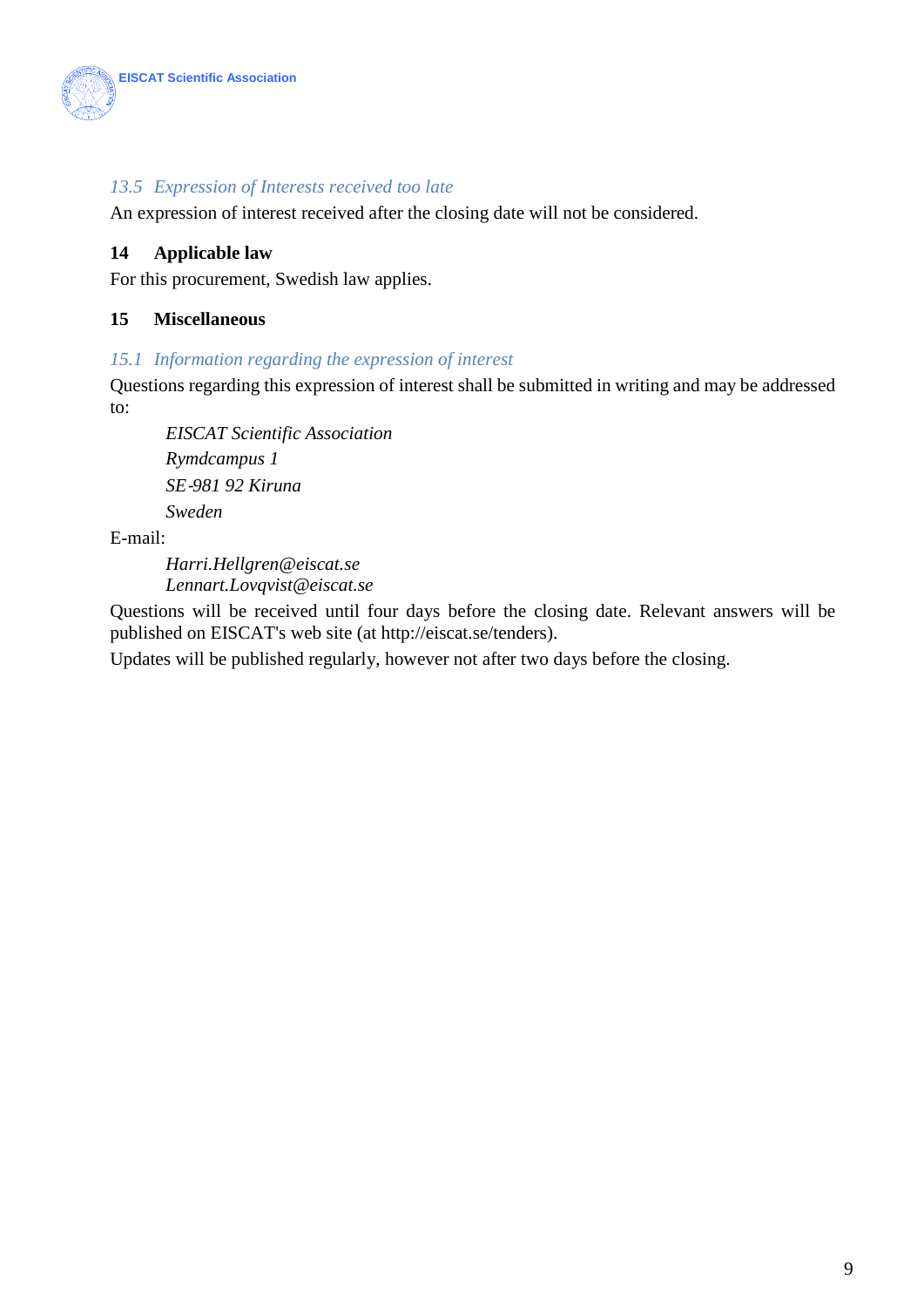### 13.5 Expression of Interests received too late

An expression of interest received after the closing date will not be considered.

## 14 Applicable law

For this procurement, Swedish law applies.

## 15 Miscellaneous

### 15.1 Information regarding the expression of interest

Questions regarding this expression of interest shall be submitted in writing and may be addressed to:

> *EISCAT Scientific Association*
> *Rymdcampus 1*
> *SE-981 92 Kiruna*
> *Sweden*

E-mail:

> *Harri.Hellgren@eiscat.se*
> *Lennart.Lovqvist@eiscat.se*

Questions will be received until four days before the closing date. Relevant answers will be published on EISCAT's web site (at http://eiscat.se/tenders).

Updates will be published regularly, however not after two days before the closing.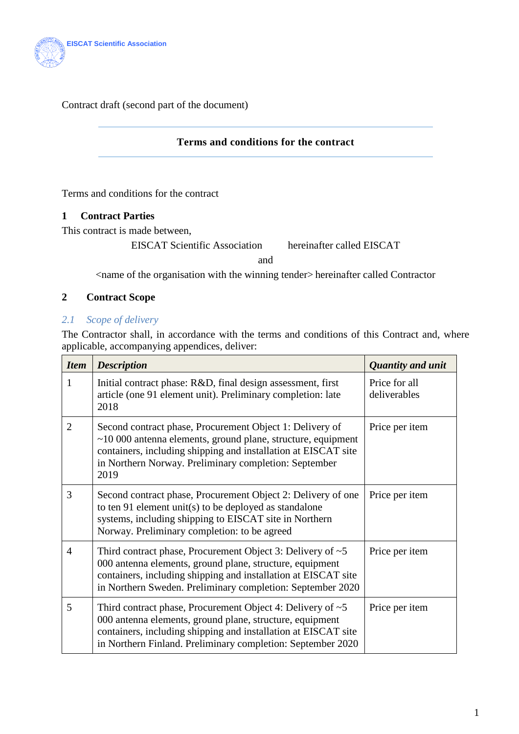EISCAT Scientific Association

Contract draft (second part of the document)

**Terms and conditions for the contract**

Terms and conditions for the contract

## 1 Contract Parties

This contract is made between,

EISCAT Scientific Association hereinafter called EISCAT

and

<name of the organisation with the winning tender> hereinafter called Contractor

## 2 Contract Scope

### *2.1 Scope of delivery*

The Contractor shall, in accordance with the terms and conditions of this Contract and, where applicable, accompanying appendices, deliver:

| *Item* | *Description* | *Quantity and unit* |
|---|---|---|
| 1 | Initial contract phase: R&D, final design assessment, first article (one 91 element unit). Preliminary completion: late 2018 | Price for all deliverables |
| 2 | Second contract phase, Procurement Object 1: Delivery of ~10 000 antenna elements, ground plane, structure, equipment containers, including shipping and installation at EISCAT site in Northern Norway. Preliminary completion: September 2019 | Price per item |
| 3 | Second contract phase, Procurement Object 2: Delivery of one to ten 91 element unit(s) to be deployed as standalone systems, including shipping to EISCAT site in Northern Norway. Preliminary completion: to be agreed | Price per item |
| 4 | Third contract phase, Procurement Object 3: Delivery of ~5 000 antenna elements, ground plane, structure, equipment containers, including shipping and installation at EISCAT site in Northern Sweden. Preliminary completion: September 2020 | Price per item |
| 5 | Third contract phase, Procurement Object 4: Delivery of ~5 000 antenna elements, ground plane, structure, equipment containers, including shipping and installation at EISCAT site in Northern Finland. Preliminary completion: September 2020 | Price per item |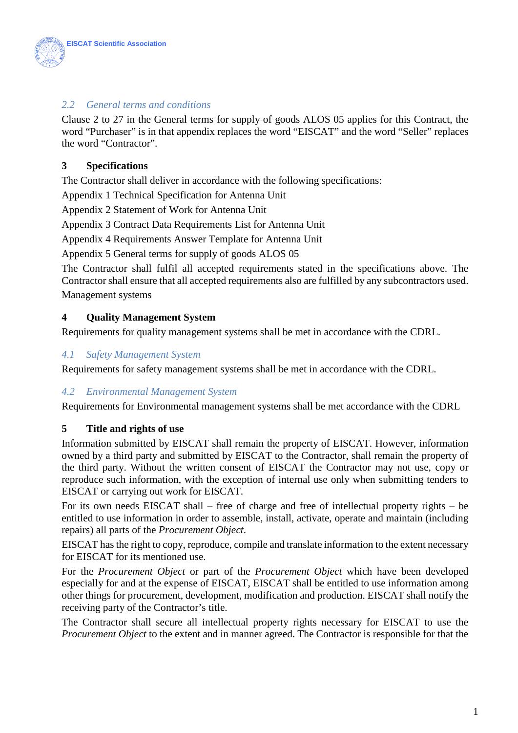### 2.2 General terms and conditions

Clause 2 to 27 in the General terms for supply of goods ALOS 05 applies for this Contract, the word "Purchaser" is in that appendix replaces the word "EISCAT" and the word "Seller" replaces the word "Contractor".

## 3 Specifications

The Contractor shall deliver in accordance with the following specifications:

Appendix 1 Technical Specification for Antenna Unit

Appendix 2 Statement of Work for Antenna Unit

Appendix 3 Contract Data Requirements List for Antenna Unit

Appendix 4 Requirements Answer Template for Antenna Unit

Appendix 5 General terms for supply of goods ALOS 05

The Contractor shall fulfil all accepted requirements stated in the specifications above. The Contractor shall ensure that all accepted requirements also are fulfilled by any subcontractors used.

Management systems

## 4 Quality Management System

Requirements for quality management systems shall be met in accordance with the CDRL.

### 4.1 Safety Management System

Requirements for safety management systems shall be met in accordance with the CDRL.

### 4.2 Environmental Management System

Requirements for Environmental management systems shall be met accordance with the CDRL

## 5 Title and rights of use

Information submitted by EISCAT shall remain the property of EISCAT. However, information owned by a third party and submitted by EISCAT to the Contractor, shall remain the property of the third party. Without the written consent of EISCAT the Contractor may not use, copy or reproduce such information, with the exception of internal use only when submitting tenders to EISCAT or carrying out work for EISCAT.

For its own needs EISCAT shall – free of charge and free of intellectual property rights – be entitled to use information in order to assemble, install, activate, operate and maintain (including repairs) all parts of the *Procurement Object*.

EISCAT has the right to copy, reproduce, compile and translate information to the extent necessary for EISCAT for its mentioned use.

For the *Procurement Object* or part of the *Procurement Object* which have been developed especially for and at the expense of EISCAT, EISCAT shall be entitled to use information among other things for procurement, development, modification and production. EISCAT shall notify the receiving party of the Contractor's title.

The Contractor shall secure all intellectual property rights necessary for EISCAT to use the *Procurement Object* to the extent and in manner agreed. The Contractor is responsible for that the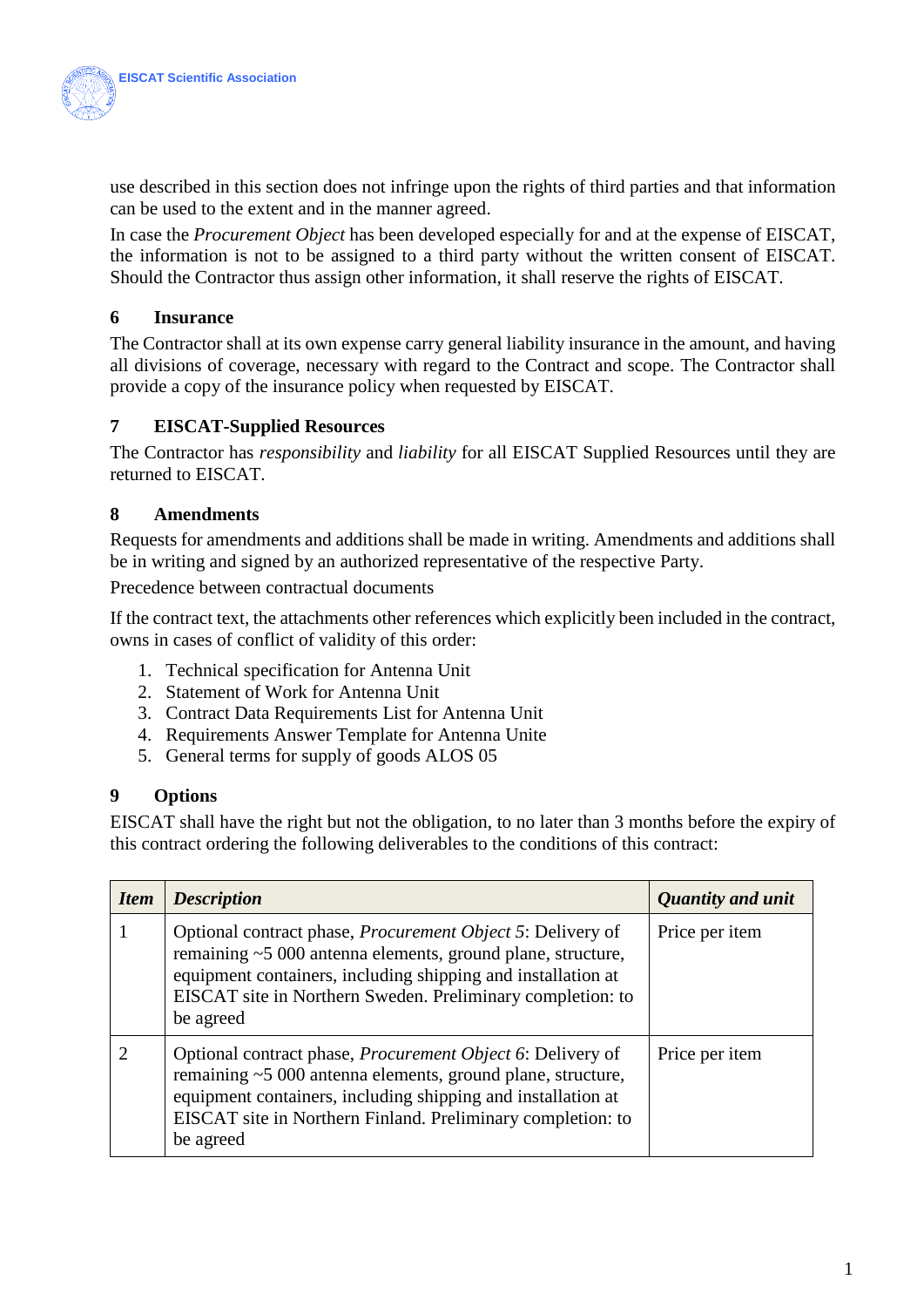use described in this section does not infringe upon the rights of third parties and that information can be used to the extent and in the manner agreed.

In case the *Procurement Object* has been developed especially for and at the expense of EISCAT, the information is not to be assigned to a third party without the written consent of EISCAT. Should the Contractor thus assign other information, it shall reserve the rights of EISCAT.

## 6 Insurance

The Contractor shall at its own expense carry general liability insurance in the amount, and having all divisions of coverage, necessary with regard to the Contract and scope. The Contractor shall provide a copy of the insurance policy when requested by EISCAT.

## 7 EISCAT-Supplied Resources

The Contractor has *responsibility* and *liability* for all EISCAT Supplied Resources until they are returned to EISCAT.

## 8 Amendments

Requests for amendments and additions shall be made in writing. Amendments and additions shall be in writing and signed by an authorized representative of the respective Party.

Precedence between contractual documents

If the contract text, the attachments other references which explicitly been included in the contract, owns in cases of conflict of validity of this order:

1. Technical specification for Antenna Unit
2. Statement of Work for Antenna Unit
3. Contract Data Requirements List for Antenna Unit
4. Requirements Answer Template for Antenna Unite
5. General terms for supply of goods ALOS 05

## 9 Options

EISCAT shall have the right but not the obligation, to no later than 3 months before the expiry of this contract ordering the following deliverables to the conditions of this contract:

| *Item* | *Description* | *Quantity and unit* |
|---|---|---|
| 1 | Optional contract phase, *Procurement Object 5*: Delivery of remaining ~5 000 antenna elements, ground plane, structure, equipment containers, including shipping and installation at EISCAT site in Northern Sweden. Preliminary completion: to be agreed | Price per item |
| 2 | Optional contract phase, *Procurement Object 6*: Delivery of remaining ~5 000 antenna elements, ground plane, structure, equipment containers, including shipping and installation at EISCAT site in Northern Finland. Preliminary completion: to be agreed | Price per item |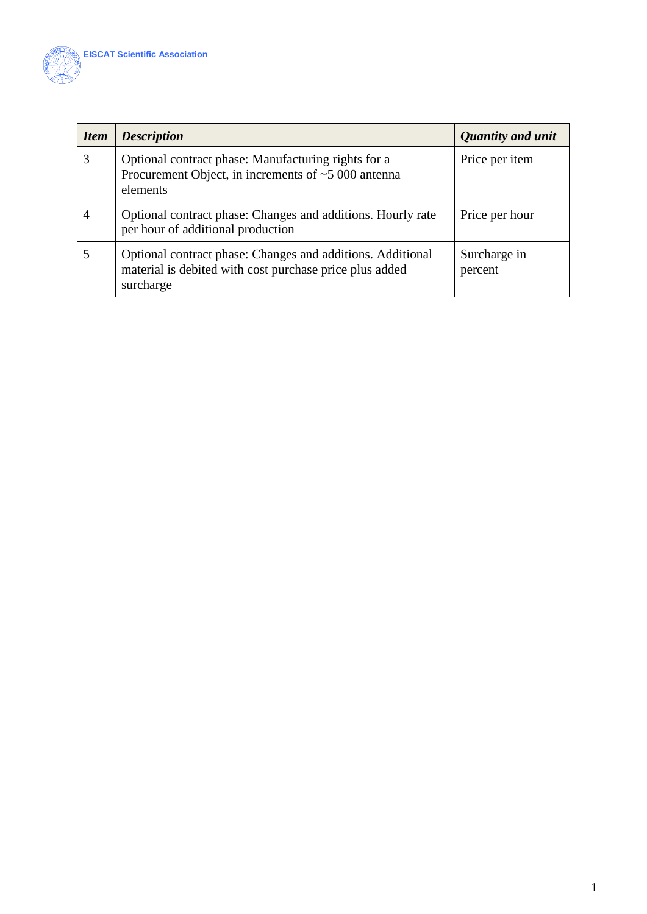| *Item* | *Description* | *Quantity and unit* |
|---|---|---|
| 3 | Optional contract phase: Manufacturing rights for a Procurement Object, in increments of ~5 000 antenna elements | Price per item |
| 4 | Optional contract phase: Changes and additions. Hourly rate per hour of additional production | Price per hour |
| 5 | Optional contract phase: Changes and additions. Additional material is debited with cost purchase price plus added surcharge | Surcharge in percent |